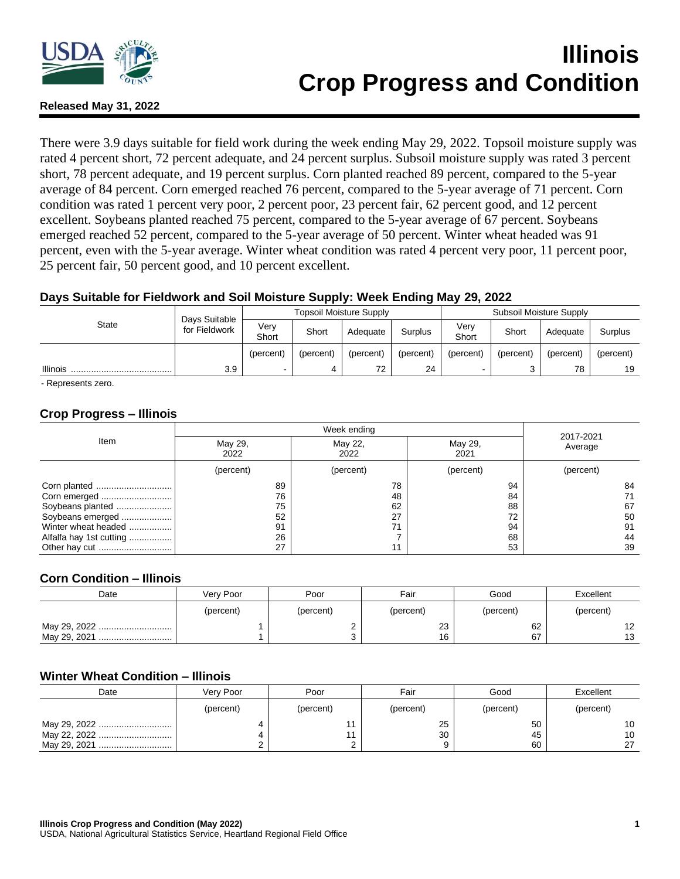# Illinois Crop Progress and Condition

**Released May 31, 2022**

There were 3.9 days suitable for field work during the week ending May 29, 2022. Topsoil moisture supply was rated 4 percent short, 72 percent adequate, and 24 percent surplus. Subsoil moisture supply was rated 3 percent short, 78 percent adequate, and 19 percent surplus. Corn planted reached 89 percent, compared to the 5-year average of 84 percent. Corn emerged reached 76 percent, compared to the 5-year average of 71 percent. Corn condition was rated 1 percent very poor, 2 percent poor, 23 percent fair, 62 percent good, and 12 percent excellent. Soybeans planted reached 75 percent, compared to the 5-year average of 67 percent. Soybeans emerged reached 52 percent, compared to the 5-year average of 50 percent. Winter wheat headed was 91 percent, even with the 5-year average. Winter wheat condition was rated 4 percent very poor, 11 percent poor, 25 percent fair, 50 percent good, and 10 percent excellent.

## Days Suitable for Fieldwork and Soil Moisture Supply: Week Ending May 29, 2022

| State | Days Suitable for Fieldwork | Topsoil Moisture Supply | | | | Subsoil Moisture Supply | | | |
|---|---|---|---|---|---|---|---|---|---|
| | | Very Short | Short | Adequate | Surplus | Very Short | Short | Adequate | Surplus |
| | | (percent) | (percent) | (percent) | (percent) | (percent) | (percent) | (percent) | (percent) |
| Illinois | 3.9 | - | 4 | 72 | 24 | - | 3 | 78 | 19 |

- Represents zero.

## Crop Progress – Illinois

| Item | Week ending | | | 2017-2021 Average |
|---|---|---|---|---|
| | May 29, 2022 | May 22, 2022 | May 29, 2021 | |
| | (percent) | (percent) | (percent) | (percent) |
| Corn planted | 89 | 78 | 94 | 84 |
| Corn emerged | 76 | 48 | 84 | 71 |
| Soybeans planted | 75 | 62 | 88 | 67 |
| Soybeans emerged | 52 | 27 | 72 | 50 |
| Winter wheat headed | 91 | 71 | 94 | 91 |
| Alfalfa hay 1st cutting | 26 | 7 | 68 | 44 |
| Other hay cut | 27 | 11 | 53 | 39 |

## Corn Condition – Illinois

| Date | Very Poor | Poor | Fair | Good | Excellent |
|---|---|---|---|---|---|
| | (percent) | (percent) | (percent) | (percent) | (percent) |
| May 29, 2022 | 1 | 2 | 23 | 62 | 12 |
| May 29, 2021 | 1 | 3 | 16 | 67 | 13 |

## Winter Wheat Condition – Illinois

| Date | Very Poor | Poor | Fair | Good | Excellent |
|---|---|---|---|---|---|
| | (percent) | (percent) | (percent) | (percent) | (percent) |
| May 29, 2022 | 4 | 11 | 25 | 50 | 10 |
| May 22, 2022 | 4 | 11 | 30 | 45 | 10 |
| May 29, 2021 | 2 | 2 | 9 | 60 | 27 |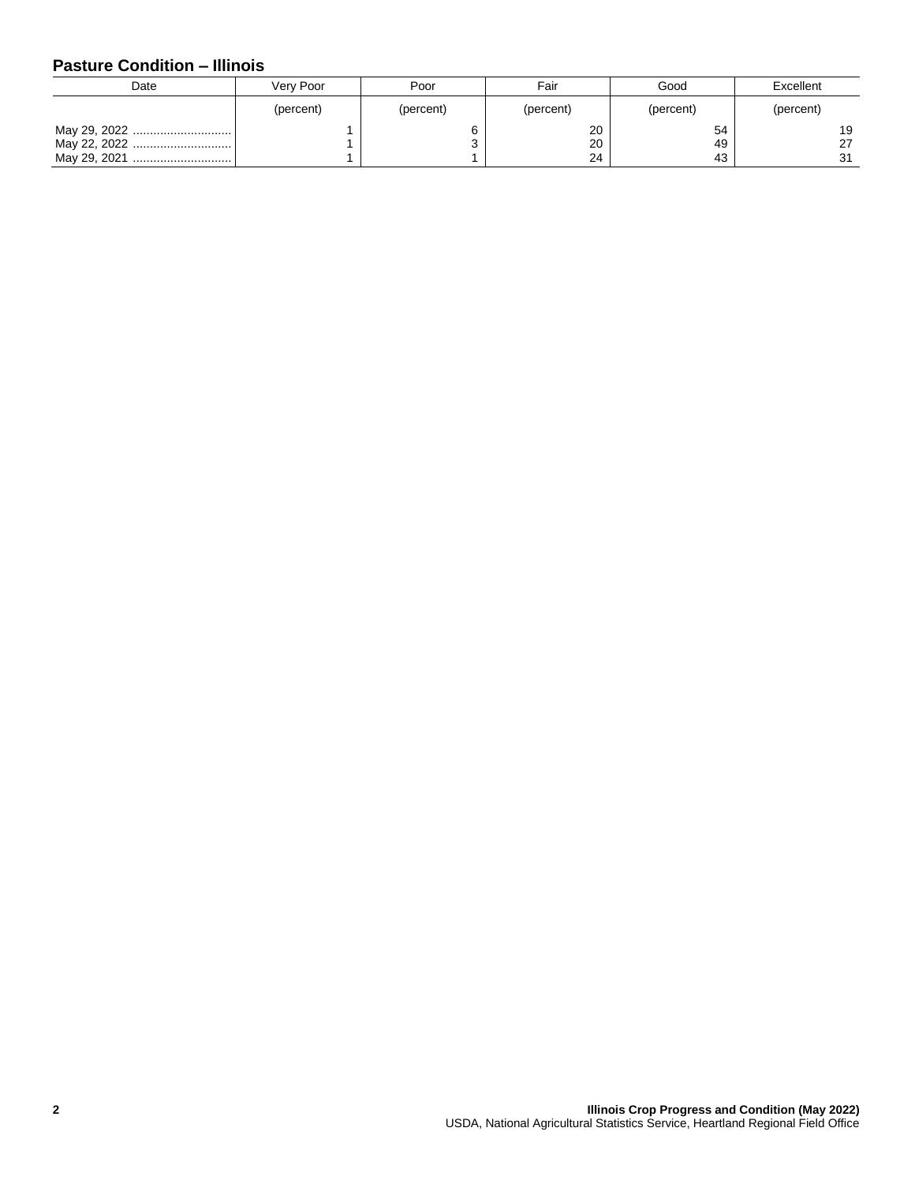## Pasture Condition – Illinois

| Date | Very Poor | Poor | Fair | Good | Excellent |
|---|---|---|---|---|---|
| | (percent) | (percent) | (percent) | (percent) | (percent) |
| May 29, 2022 | 1 | 6 | 20 | 54 | 19 |
| May 22, 2022 | 1 | 3 | 20 | 49 | 27 |
| May 29, 2021 | 1 | 1 | 24 | 43 | 31 |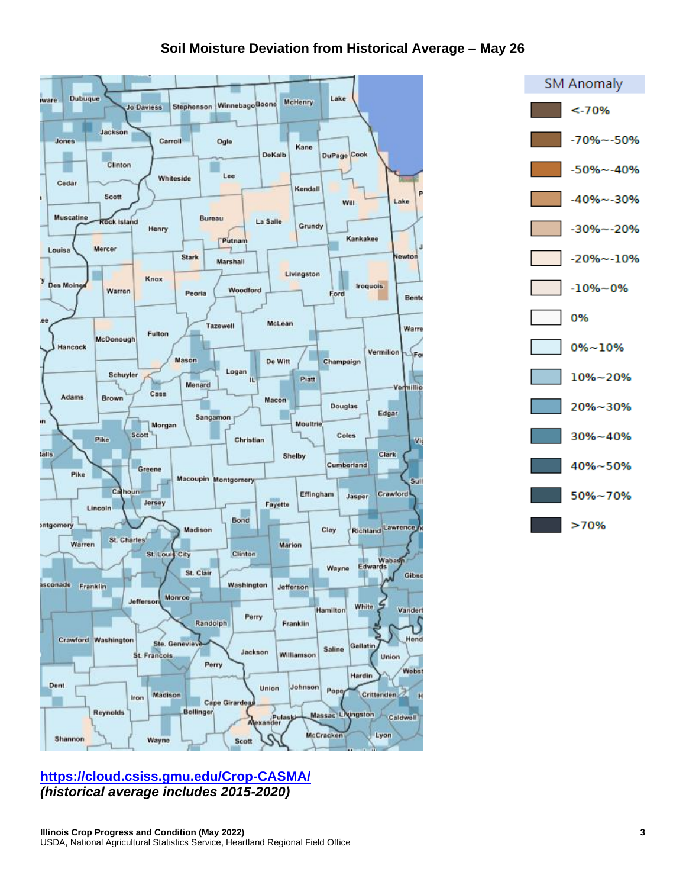## Soil Moisture Deviation from Historical Average – May 26

https://cloud.csiss.gmu.edu/Crop-CASMA/
*(historical average includes 2015-2020)*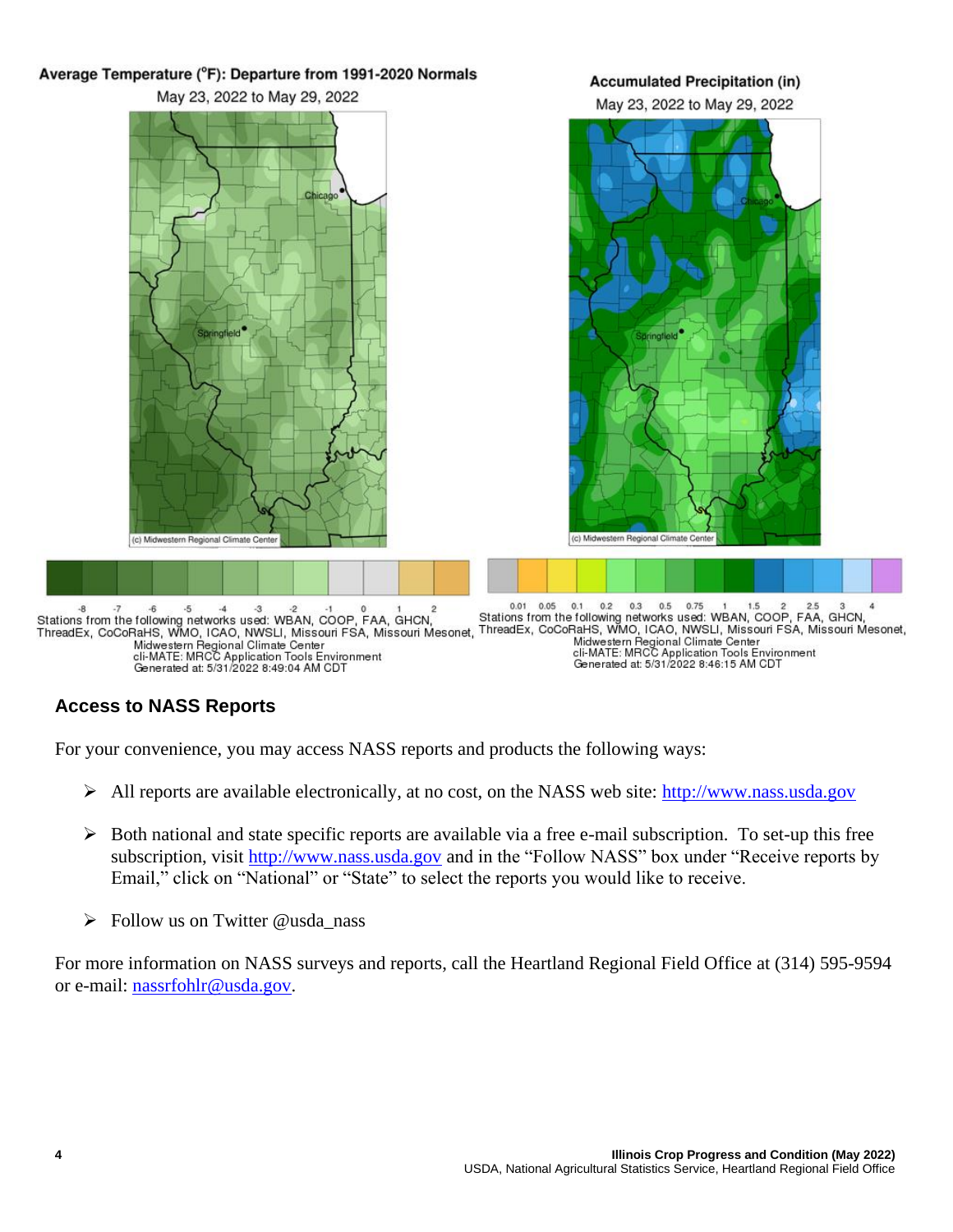Average Temperature (°F): Departure from 1991-2020 Normals

May 23, 2022 to May 29, 2022

Chicago

Springfield

(c) Midwestern Regional Climate Center

-8 -7 -6 -5 -4 -3 -2 -1 0 1 2

Stations from the following networks used: WBAN, COOP, FAA, GHCN, ThreadEx, CoCoRaHS, WMO, ICAO, NWSLI, Missouri FSA, Missouri Mesonet,
Midwestern Regional Climate Center
cli-MATE: MRCC Application Tools Environment
Generated at: 5/31/2022 8:49:04 AM CDT

Accumulated Precipitation (in)

May 23, 2022 to May 29, 2022

Chicago

Springfield

(c) Midwestern Regional Climate Center

0.01 0.05 0.1 0.2 0.3 0.5 0.75 1 1.5 2 2.5 3 4

Stations from the following networks used: WBAN, COOP, FAA, GHCN, ThreadEx, CoCoRaHS, WMO, ICAO, NWSLI, Missouri FSA, Missouri Mesonet,
Midwestern Regional Climate Center
cli-MATE: MRCC Application Tools Environment
Generated at: 5/31/2022 8:46:15 AM CDT

### Access to NASS Reports

For your convenience, you may access NASS reports and products the following ways:

- All reports are available electronically, at no cost, on the NASS web site: http://www.nass.usda.gov
- Both national and state specific reports are available via a free e-mail subscription. To set-up this free subscription, visit http://www.nass.usda.gov and in the "Follow NASS" box under "Receive reports by Email," click on "National" or "State" to select the reports you would like to receive.
- Follow us on Twitter @usda_nass

For more information on NASS surveys and reports, call the Heartland Regional Field Office at (314) 595-9594 or e-mail: nassrfohlr@usda.gov.